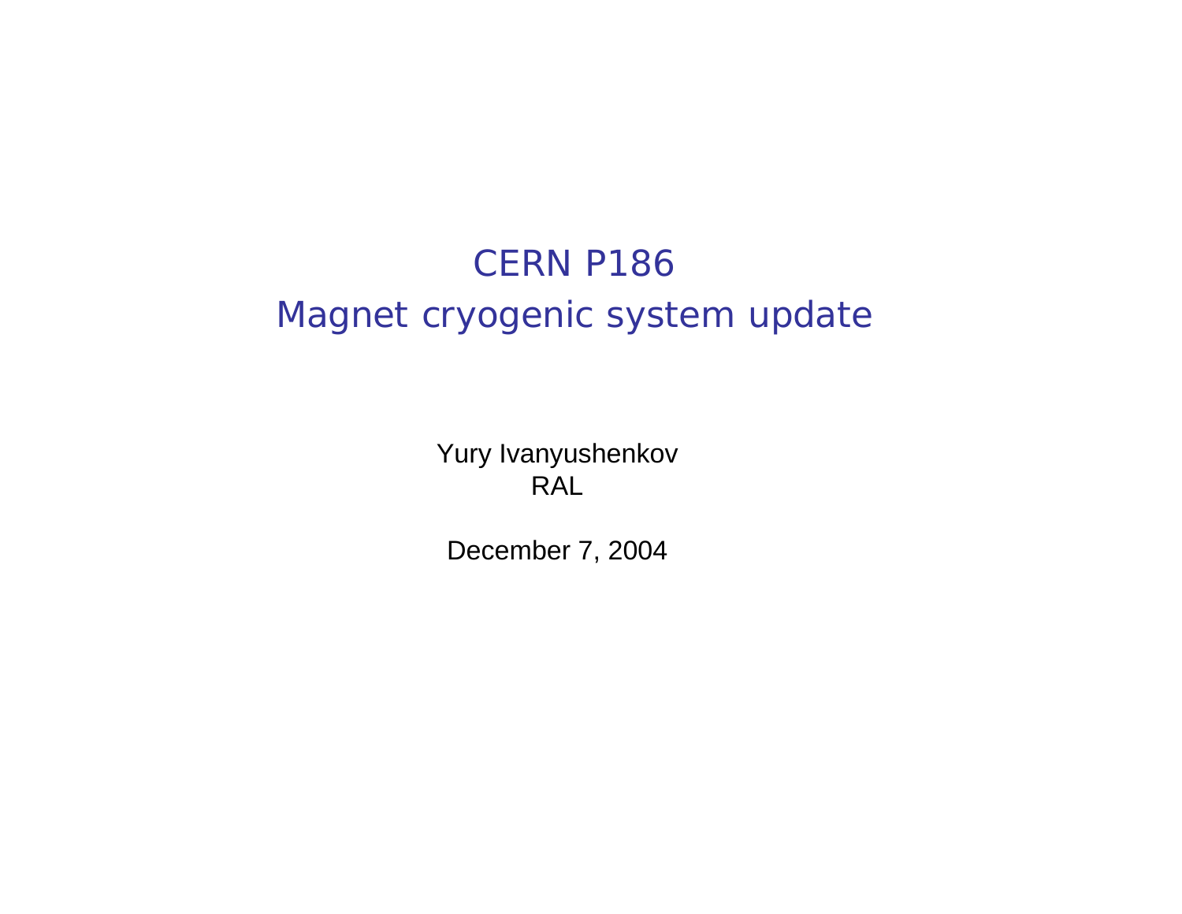# CERN P186
# Magnet cryogenic system update

Yury Ivanyushenkov
RAL

December 7, 2004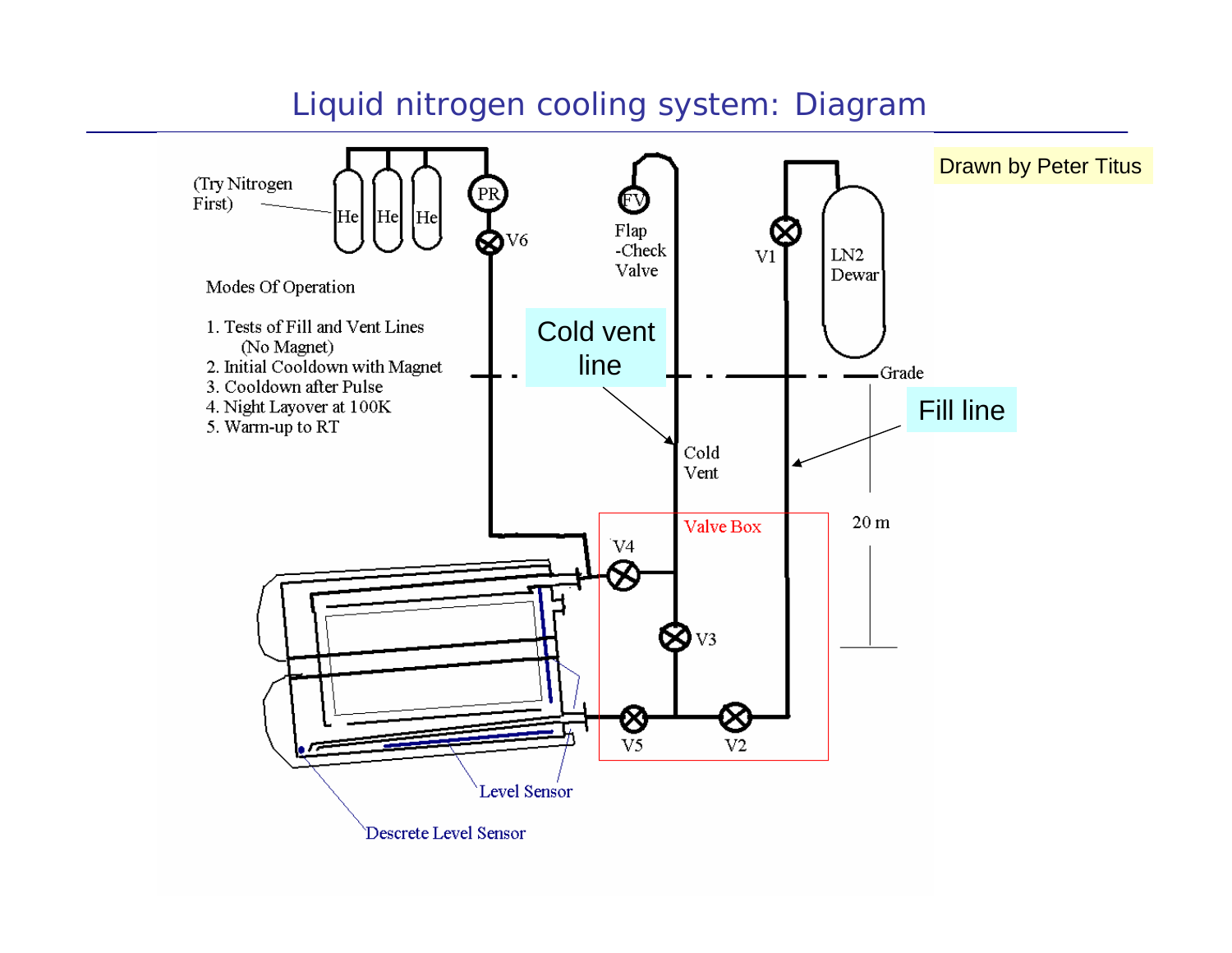# Liquid nitrogen cooling system: Diagram

Drawn by Peter Titus

(Try Nitrogen First)

He He He PR V6

FV Flap -Check Valve

V1 LN2 Dewar

Modes Of Operation

1. Tests of Fill and Vent Lines (No Magnet)
2. Initial Cooldown with Magnet
3. Cooldown after Pulse
4. Night Layover at 100K
5. Warm-up to RT

Cold vent line

Grade

Fill line

Cold Vent

Valve Box

20 m

V4

V3

V5 V2

Level Sensor

Descrete Level Sensor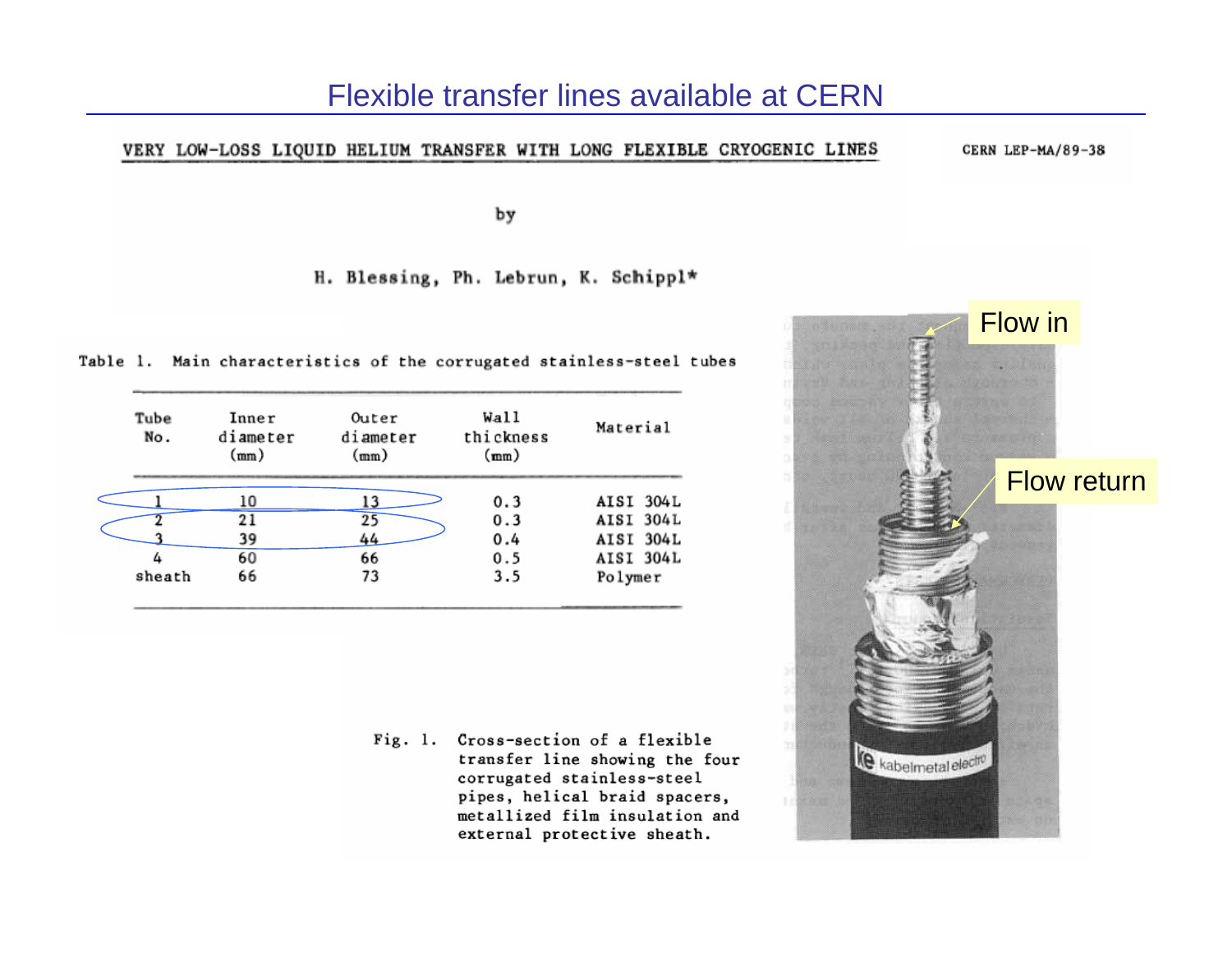# Flexible transfer lines available at CERN

VERY LOW-LOSS LIQUID HELIUM TRANSFER WITH LONG FLEXIBLE CRYOGENIC LINES

CERN LEP-MA/89-38

by

H. Blessing, Ph. Lebrun, K. Schippl*

Table 1. Main characteristics of the corrugated stainless-steel tubes

| Tube No. | Inner diameter (mm) | Outer diameter (mm) | Wall thickness (mm) | Material |
|---|---|---|---|---|
| 1 | 10 | 13 | 0.3 | AISI 304L |
| 2 | 21 | 25 | 0.3 | AISI 304L |
| 3 | 39 | 44 | 0.4 | AISI 304L |
| 4 | 60 | 66 | 0.5 | AISI 304L |
| sheath | 66 | 73 | 3.5 | Polymer |

Fig. 1. Cross-section of a flexible transfer line showing the four corrugated stainless-steel pipes, helical braid spacers, metallized film insulation and external protective sheath.

Flow in

Flow return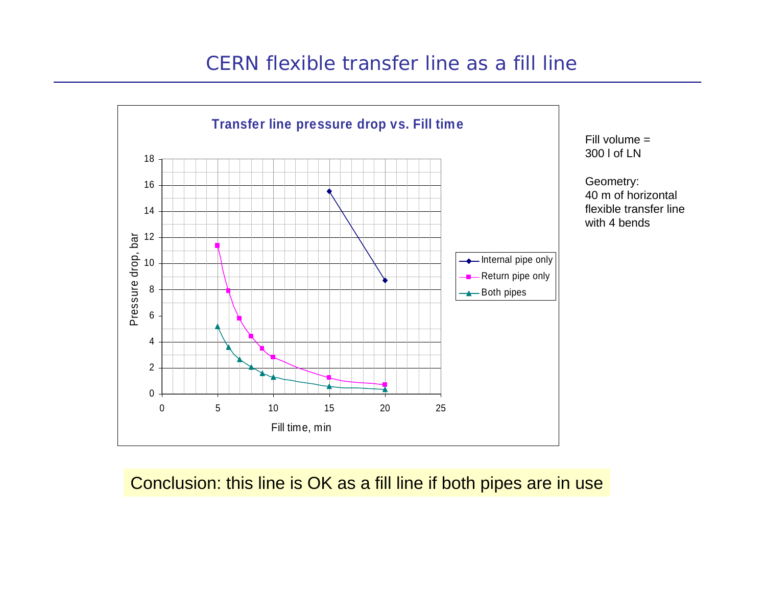# CERN flexible transfer line as a fill line

**Transfer line pressure drop vs. Fill time**

Pressure drop, bar

Fill time, min

- Internal pipe only
- Return pipe only
- Both pipes

Fill volume = 300 l of LN

Geometry:
40 m of horizontal flexible transfer line with 4 bends

Conclusion: this line is OK as a fill line if both pipes are in use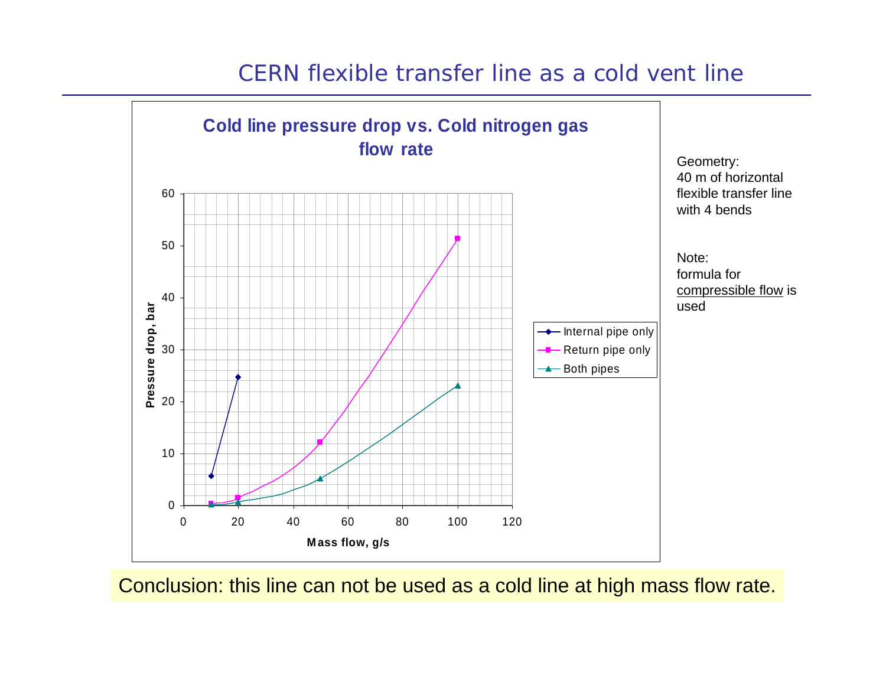# CERN flexible transfer line as a cold vent line

**Cold line pressure drop vs. Cold nitrogen gas flow rate**

Pressure drop, bar

Mass flow, g/s

- Internal pipe only
- Return pipe only
- Both pipes

Geometry:
40 m of horizontal flexible transfer line with 4 bends

Note:
formula for compressible flow is used

Conclusion: this line can not be used as a cold line at high mass flow rate.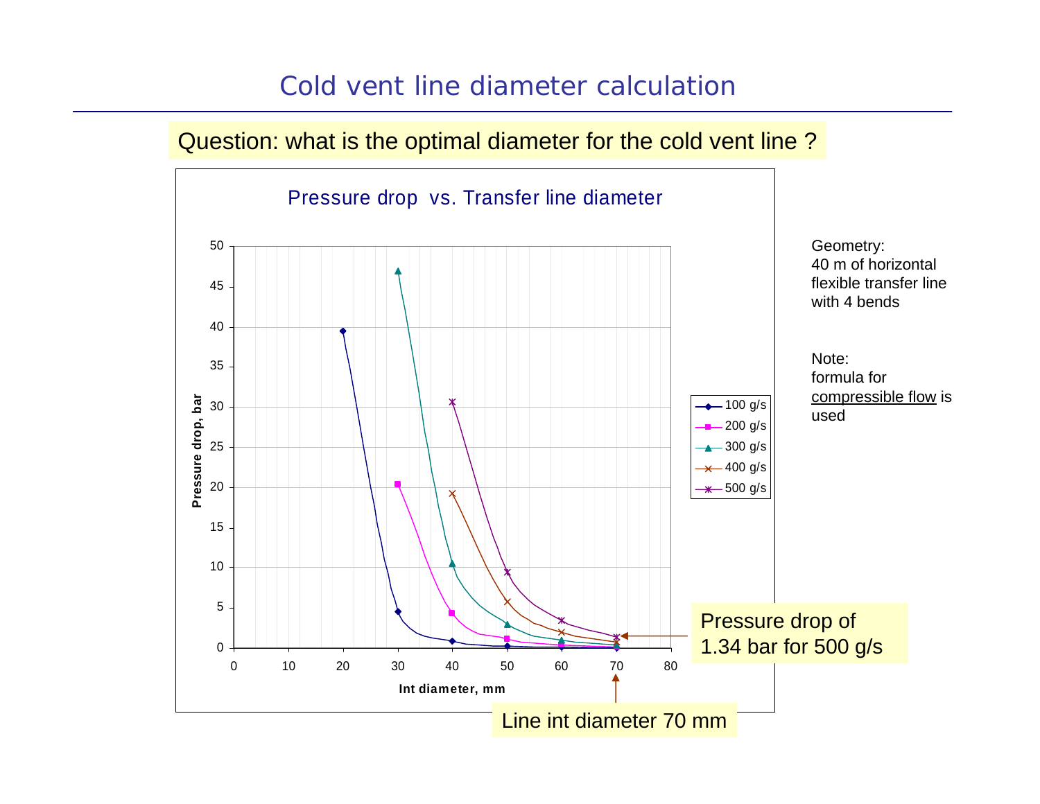# Cold vent line diameter calculation

Question: what is the optimal diameter for the cold vent line ?

Geometry:
40 m of horizontal flexible transfer line with 4 bends

Note:
formula for compressible flow is used

Pressure drop of 1.34 bar for 500 g/s

Line int diameter 70 mm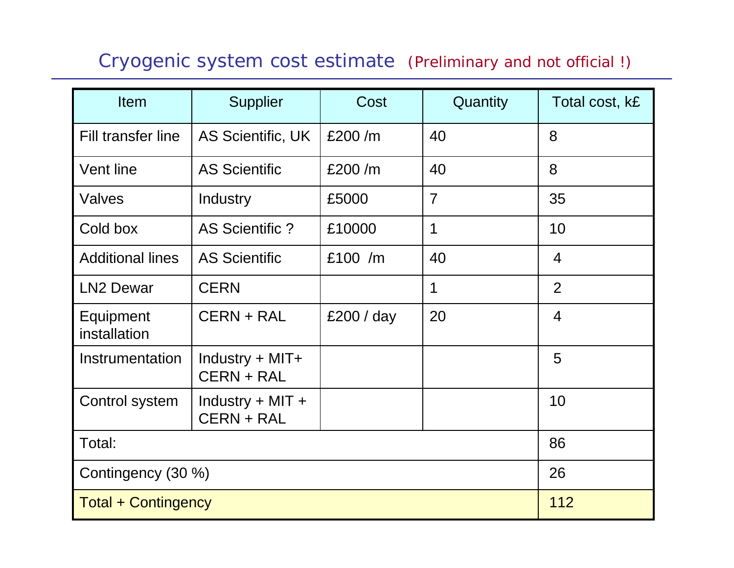# Cryogenic system cost estimate (Preliminary and not official !)

| Item | Supplier | Cost | Quantity | Total cost, k£ |
|---|---|---|---|---|
| Fill transfer line | AS Scientific, UK | £200 /m | 40 | 8 |
| Vent line | AS Scientific | £200 /m | 40 | 8 |
| Valves | Industry | £5000 | 7 | 35 |
| Cold box | AS Scientific ? | £10000 | 1 | 10 |
| Additional lines | AS Scientific | £100 /m | 40 | 4 |
| LN2 Dewar | CERN | | 1 | 2 |
| Equipment installation | CERN + RAL | £200 / day | 20 | 4 |
| Instrumentation | Industry + MIT+ CERN + RAL | | | 5 |
| Control system | Industry + MIT + CERN + RAL | | | 10 |
| Total: | | | | 86 |
| Contingency (30 %) | | | | 26 |
| Total + Contingency | | | | 112 |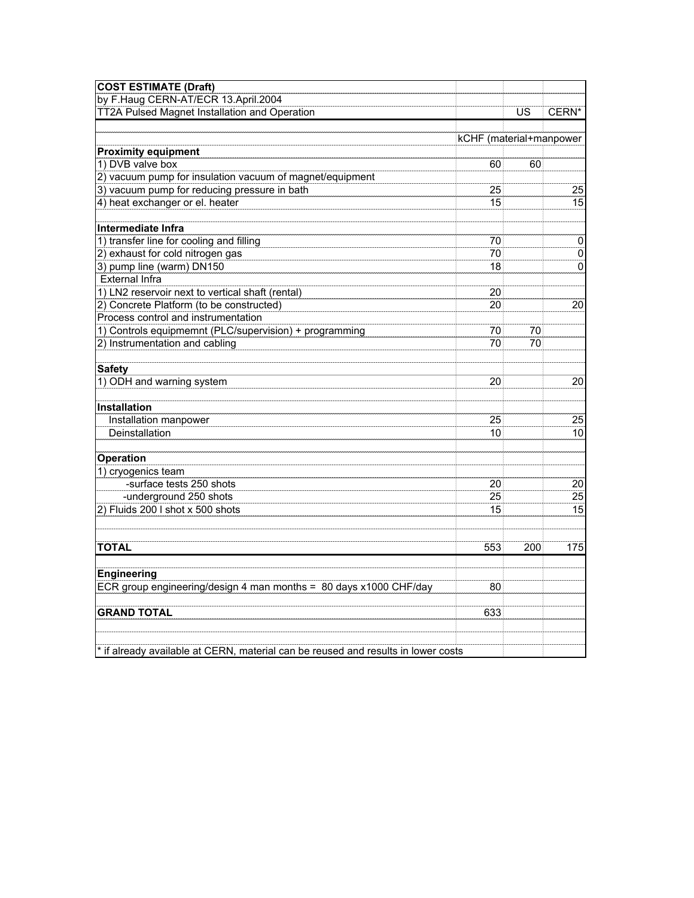| | | | |
|---|---|---|---|
| **COST ESTIMATE (Draft)** | | | |
| by F.Haug CERN-AT/ECR 13.April.2004 | | | |
| TT2A Pulsed Magnet Installation and Operation | | US | CERN* |
| | | | |
| | kCHF (material+manpower | | |
| **Proximity equipment** | | | |
| 1) DVB valve box | 60 | 60 | |
| 2) vacuum pump for insulation vacuum of magnet/equipment | | | |
| 3) vacuum pump for reducing pressure in bath | 25 | | 25 |
| 4) heat exchanger or el. heater | 15 | | 15 |
| | | | |
| **Intermediate Infra** | | | |
| 1) transfer line for cooling and filling | 70 | | 0 |
| 2) exhaust for cold nitrogen gas | 70 | | 0 |
| 3) pump line (warm) DN150 | 18 | | 0 |
| External Infra | | | |
| 1) LN2 reservoir next to vertical shaft (rental) | 20 | | |
| 2) Concrete Platform (to be constructed) | 20 | | 20 |
| Process control and instrumentation | | | |
| 1) Controls equipmemnt (PLC/supervision) + programming | 70 | 70 | |
| 2) Instrumentation and cabling | 70 | 70 | |
| | | | |
| **Safety** | | | |
| 1) ODH and warning system | 20 | | 20 |
| | | | |
| **Installation** | | | |
| Installation manpower | 25 | | 25 |
| Deinstallation | 10 | | 10 |
| | | | |
| **Operation** | | | |
| 1) cryogenics team | | | |
| -surface tests 250 shots | 20 | | 20 |
| -underground 250 shots | 25 | | 25 |
| 2) Fluids 200 l shot x 500 shots | 15 | | 15 |
| | | | |
| | | | |
| **TOTAL** | 553 | 200 | 175 |
| | | | |
| **Engineering** | | | |
| ECR group engineering/design 4 man months = 80 days x1000 CHF/day | 80 | | |
| | | | |
| **GRAND TOTAL** | 633 | | |
| | | | |
| | | | |
| * if already available at CERN, material can be reused and results in lower costs | | | |